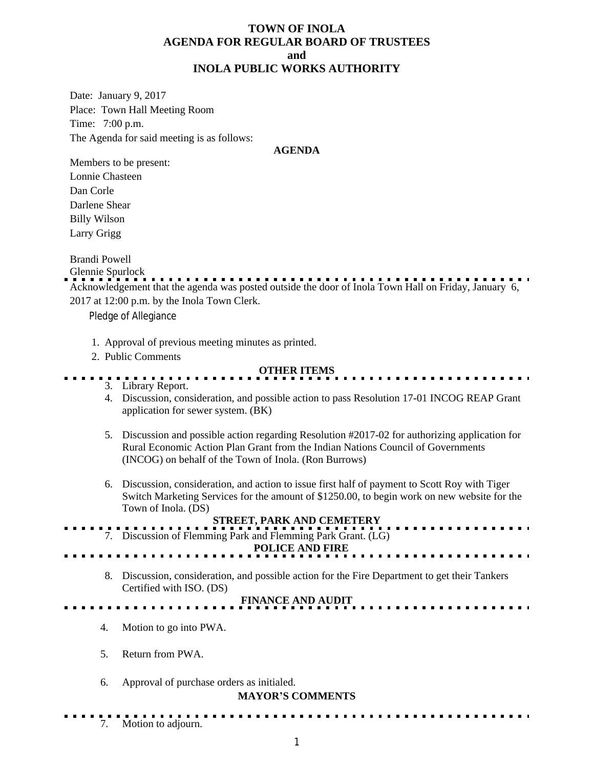# TOWN OF INOLA
# AGENDA FOR REGULAR BOARD OF TRUSTEES
# and
# INOLA PUBLIC WORKS AUTHORITY

Date: January 9, 2017

Place: Town Hall Meeting Room

Time: 7:00 p.m.

The Agenda for said meeting is as follows:

**AGENDA**

Members to be present:

Lonnie Chasteen

Dan Corle

Darlene Shear

Billy Wilson

Larry Grigg

Brandi Powell

Glennie Spurlock

---

Acknowledgement that the agenda was posted outside the door of Inola Town Hall on Friday, January 6, 2017 at 12:00 p.m. by the Inola Town Clerk.

Pledge of Allegiance

1. Approval of previous meeting minutes as printed.
2. Public Comments

**OTHER ITEMS**

3. Library Report.
4. Discussion, consideration, and possible action to pass Resolution 17-01 INCOG REAP Grant application for sewer system. (BK)
5. Discussion and possible action regarding Resolution #2017-02 for authorizing application for Rural Economic Action Plan Grant from the Indian Nations Council of Governments (INCOG) on behalf of the Town of Inola. (Ron Burrows)
6. Discussion, consideration, and action to issue first half of payment to Scott Roy with Tiger Switch Marketing Services for the amount of $1250.00, to begin work on new website for the Town of Inola. (DS)

**STREET, PARK AND CEMETERY**

7. Discussion of Flemming Park and Flemming Park Grant. (LG)

**POLICE AND FIRE**

8. Discussion, consideration, and possible action for the Fire Department to get their Tankers Certified with ISO. (DS)

**FINANCE AND AUDIT**

4. Motion to go into PWA.

5. Return from PWA.

6. Approval of purchase orders as initialed.

**MAYOR'S COMMENTS**

7. Motion to adjourn.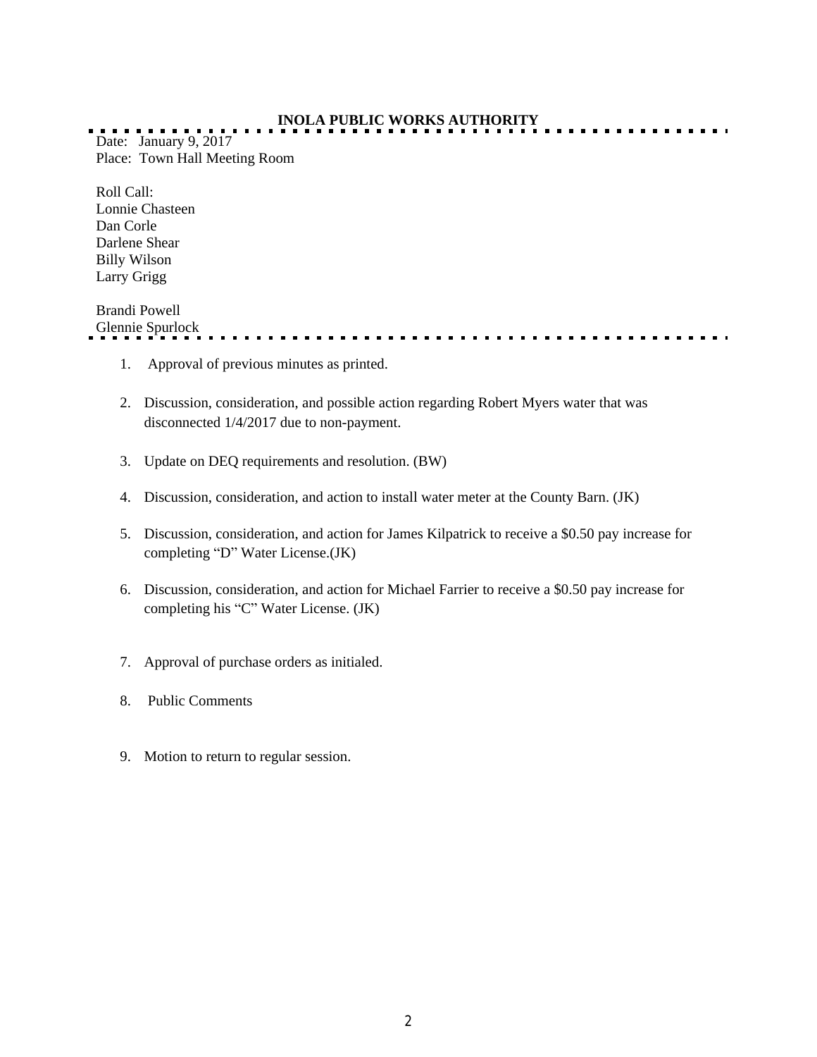**INOLA PUBLIC WORKS AUTHORITY**

Date: January 9, 2017
Place: Town Hall Meeting Room

Roll Call:
Lonnie Chasteen
Dan Corle
Darlene Shear
Billy Wilson
Larry Grigg

Brandi Powell
Glennie Spurlock

1. Approval of previous minutes as printed.

2. Discussion, consideration, and possible action regarding Robert Myers water that was disconnected 1/4/2017 due to non-payment.

3. Update on DEQ requirements and resolution. (BW)

4. Discussion, consideration, and action to install water meter at the County Barn. (JK)

5. Discussion, consideration, and action for James Kilpatrick to receive a $0.50 pay increase for completing "D" Water License.(JK)

6. Discussion, consideration, and action for Michael Farrier to receive a $0.50 pay increase for completing his "C" Water License. (JK)

7. Approval of purchase orders as initialed.

8. Public Comments

9. Motion to return to regular session.